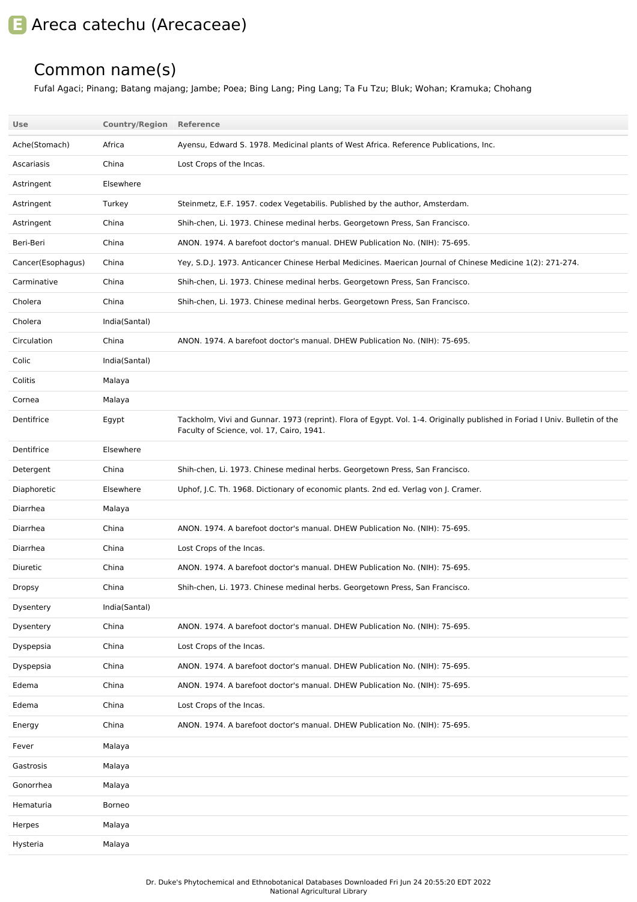# Areca catechu (Arecaceae)

## Common name(s)

Fufal Agaci; Pinang; Batang majang; Jambe; Poea; Bing Lang; Ping Lang; Ta Fu Tzu; Bluk; Wohan; Kramuka; Chohang

| Use | Country/Region | Reference |
|---|---|---|
| Ache(Stomach) | Africa | Ayensu, Edward S. 1978. Medicinal plants of West Africa. Reference Publications, Inc. |
| Ascariasis | China | Lost Crops of the Incas. |
| Astringent | Elsewhere | |
| Astringent | Turkey | Steinmetz, E.F. 1957. codex Vegetabilis. Published by the author, Amsterdam. |
| Astringent | China | Shih-chen, Li. 1973. Chinese medinal herbs. Georgetown Press, San Francisco. |
| Beri-Beri | China | ANON. 1974. A barefoot doctor's manual. DHEW Publication No. (NIH): 75-695. |
| Cancer(Esophagus) | China | Yey, S.D.J. 1973. Anticancer Chinese Herbal Medicines. Maerican Journal of Chinese Medicine 1(2): 271-274. |
| Carminative | China | Shih-chen, Li. 1973. Chinese medinal herbs. Georgetown Press, San Francisco. |
| Cholera | China | Shih-chen, Li. 1973. Chinese medinal herbs. Georgetown Press, San Francisco. |
| Cholera | India(Santal) | |
| Circulation | China | ANON. 1974. A barefoot doctor's manual. DHEW Publication No. (NIH): 75-695. |
| Colic | India(Santal) | |
| Colitis | Malaya | |
| Cornea | Malaya | |
| Dentifrice | Egypt | Tackholm, Vivi and Gunnar. 1973 (reprint). Flora of Egypt. Vol. 1-4. Originally published in Foriad I Univ. Bulletin of the Faculty of Science, vol. 17, Cairo, 1941. |
| Dentifrice | Elsewhere | |
| Detergent | China | Shih-chen, Li. 1973. Chinese medinal herbs. Georgetown Press, San Francisco. |
| Diaphoretic | Elsewhere | Uphof, J.C. Th. 1968. Dictionary of economic plants. 2nd ed. Verlag von J. Cramer. |
| Diarrhea | Malaya | |
| Diarrhea | China | ANON. 1974. A barefoot doctor's manual. DHEW Publication No. (NIH): 75-695. |
| Diarrhea | China | Lost Crops of the Incas. |
| Diuretic | China | ANON. 1974. A barefoot doctor's manual. DHEW Publication No. (NIH): 75-695. |
| Dropsy | China | Shih-chen, Li. 1973. Chinese medinal herbs. Georgetown Press, San Francisco. |
| Dysentery | India(Santal) | |
| Dysentery | China | ANON. 1974. A barefoot doctor's manual. DHEW Publication No. (NIH): 75-695. |
| Dyspepsia | China | Lost Crops of the Incas. |
| Dyspepsia | China | ANON. 1974. A barefoot doctor's manual. DHEW Publication No. (NIH): 75-695. |
| Edema | China | ANON. 1974. A barefoot doctor's manual. DHEW Publication No. (NIH): 75-695. |
| Edema | China | Lost Crops of the Incas. |
| Energy | China | ANON. 1974. A barefoot doctor's manual. DHEW Publication No. (NIH): 75-695. |
| Fever | Malaya | |
| Gastrosis | Malaya | |
| Gonorrhea | Malaya | |
| Hematuria | Borneo | |
| Herpes | Malaya | |
| Hysteria | Malaya | |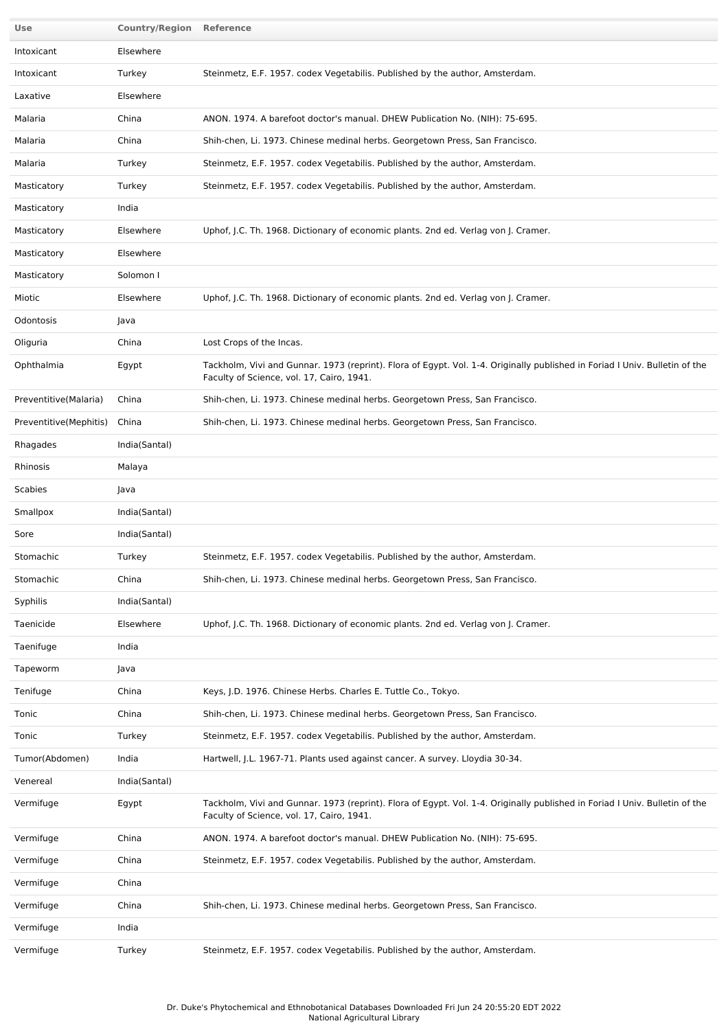| Use | Country/Region | Reference |
|---|---|---|
| Intoxicant | Elsewhere | |
| Intoxicant | Turkey | Steinmetz, E.F. 1957. codex Vegetabilis. Published by the author, Amsterdam. |
| Laxative | Elsewhere | |
| Malaria | China | ANON. 1974. A barefoot doctor's manual. DHEW Publication No. (NIH): 75-695. |
| Malaria | China | Shih-chen, Li. 1973. Chinese medinal herbs. Georgetown Press, San Francisco. |
| Malaria | Turkey | Steinmetz, E.F. 1957. codex Vegetabilis. Published by the author, Amsterdam. |
| Masticatory | Turkey | Steinmetz, E.F. 1957. codex Vegetabilis. Published by the author, Amsterdam. |
| Masticatory | India | |
| Masticatory | Elsewhere | Uphof, J.C. Th. 1968. Dictionary of economic plants. 2nd ed. Verlag von J. Cramer. |
| Masticatory | Elsewhere | |
| Masticatory | Solomon I | |
| Miotic | Elsewhere | Uphof, J.C. Th. 1968. Dictionary of economic plants. 2nd ed. Verlag von J. Cramer. |
| Odontosis | Java | |
| Oliguria | China | Lost Crops of the Incas. |
| Ophthalmia | Egypt | Tackholm, Vivi and Gunnar. 1973 (reprint). Flora of Egypt. Vol. 1-4. Originally published in Foriad I Univ. Bulletin of the Faculty of Science, vol. 17, Cairo, 1941. |
| Preventitive(Malaria) | China | Shih-chen, Li. 1973. Chinese medinal herbs. Georgetown Press, San Francisco. |
| Preventitive(Mephitis) | China | Shih-chen, Li. 1973. Chinese medinal herbs. Georgetown Press, San Francisco. |
| Rhagades | India(Santal) | |
| Rhinosis | Malaya | |
| Scabies | Java | |
| Smallpox | India(Santal) | |
| Sore | India(Santal) | |
| Stomachic | Turkey | Steinmetz, E.F. 1957. codex Vegetabilis. Published by the author, Amsterdam. |
| Stomachic | China | Shih-chen, Li. 1973. Chinese medinal herbs. Georgetown Press, San Francisco. |
| Syphilis | India(Santal) | |
| Taenicide | Elsewhere | Uphof, J.C. Th. 1968. Dictionary of economic plants. 2nd ed. Verlag von J. Cramer. |
| Taenifuge | India | |
| Tapeworm | Java | |
| Tenifuge | China | Keys, J.D. 1976. Chinese Herbs. Charles E. Tuttle Co., Tokyo. |
| Tonic | China | Shih-chen, Li. 1973. Chinese medinal herbs. Georgetown Press, San Francisco. |
| Tonic | Turkey | Steinmetz, E.F. 1957. codex Vegetabilis. Published by the author, Amsterdam. |
| Tumor(Abdomen) | India | Hartwell, J.L. 1967-71. Plants used against cancer. A survey. Lloydia 30-34. |
| Venereal | India(Santal) | |
| Vermifuge | Egypt | Tackholm, Vivi and Gunnar. 1973 (reprint). Flora of Egypt. Vol. 1-4. Originally published in Foriad I Univ. Bulletin of the Faculty of Science, vol. 17, Cairo, 1941. |
| Vermifuge | China | ANON. 1974. A barefoot doctor's manual. DHEW Publication No. (NIH): 75-695. |
| Vermifuge | China | Steinmetz, E.F. 1957. codex Vegetabilis. Published by the author, Amsterdam. |
| Vermifuge | China | |
| Vermifuge | China | Shih-chen, Li. 1973. Chinese medinal herbs. Georgetown Press, San Francisco. |
| Vermifuge | India | |
| Vermifuge | Turkey | Steinmetz, E.F. 1957. codex Vegetabilis. Published by the author, Amsterdam. |

Dr. Duke's Phytochemical and Ethnobotanical Databases Downloaded Fri Jun 24 20:55:20 EDT 2022
National Agricultural Library